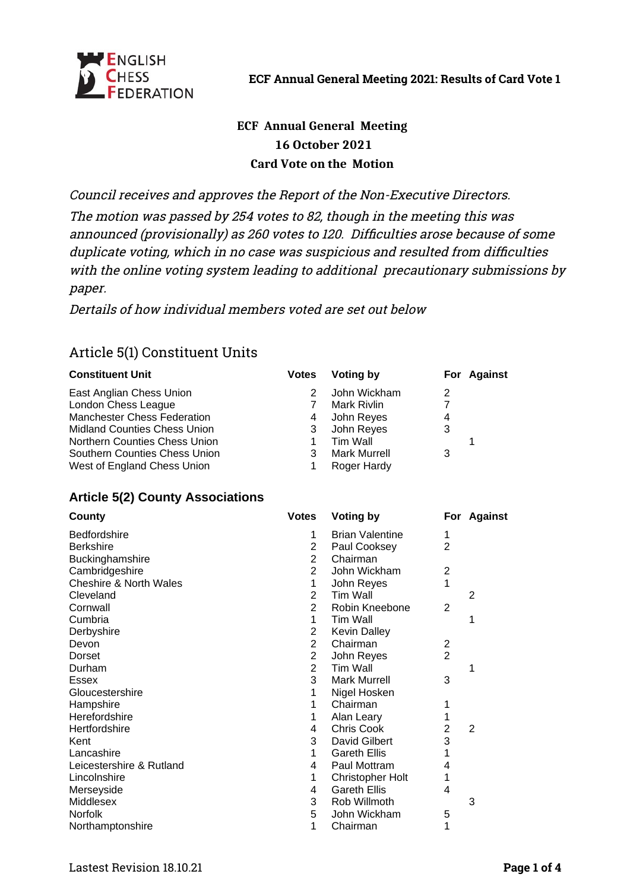ENGLISH CHESS FEDERATION

**ECF Annual General Meeting 2021: Results of Card Vote 1**

**ECF Annual General Meeting**
**16 October 2021**
**Card Vote on the Motion**

*Council receives and approves the Report of the Non-Executive Directors.*

*The motion was passed by 254 votes to 82, though in the meeting this was announced (provisionally) as 260 votes to 120. Difficulties arose because of some duplicate voting, which in no case was suspicious and resulted from difficulties with the online voting system leading to additional precautionary submissions by paper.*

*Dertails of how individual members voted are set out below*

## Article 5(1) Constituent Units

| Constituent Unit | Votes | Voting by | For | Against |
|---|---|---|---|---|
| East Anglian Chess Union | 2 | John Wickham | 2 | |
| London Chess League | 7 | Mark Rivlin | 7 | |
| Manchester Chess Federation | 4 | John Reyes | 4 | |
| Midland Counties Chess Union | 3 | John Reyes | 3 | |
| Northern Counties Chess Union | 1 | Tim Wall | | 1 |
| Southern Counties Chess Union | 3 | Mark Murrell | 3 | |
| West of England Chess Union | 1 | Roger Hardy | | |

## Article 5(2) County Associations

| County | Votes | Voting by | For | Against |
|---|---|---|---|---|
| Bedfordshire | 1 | Brian Valentine | 1 | |
| Berkshire | 2 | Paul Cooksey | 2 | |
| Buckinghamshire | 2 | Chairman | | |
| Cambridgeshire | 2 | John Wickham | 2 | |
| Cheshire & North Wales | 1 | John Reyes | 1 | |
| Cleveland | 2 | Tim Wall | | 2 |
| Cornwall | 2 | Robin Kneebone | 2 | |
| Cumbria | 1 | Tim Wall | | 1 |
| Derbyshire | 2 | Kevin Dalley | | |
| Devon | 2 | Chairman | 2 | |
| Dorset | 2 | John Reyes | 2 | |
| Durham | 2 | Tim Wall | | 1 |
| Essex | 3 | Mark Murrell | 3 | |
| Gloucestershire | 1 | Nigel Hosken | | |
| Hampshire | 1 | Chairman | 1 | |
| Herefordshire | 1 | Alan Leary | 1 | |
| Hertfordshire | 4 | Chris Cook | 2 | 2 |
| Kent | 3 | David Gilbert | 3 | |
| Lancashire | 1 | Gareth Ellis | 1 | |
| Leicestershire & Rutland | 4 | Paul Mottram | 4 | |
| Lincolnshire | 1 | Christopher Holt | 1 | |
| Merseyside | 4 | Gareth Ellis | 4 | |
| Middlesex | 3 | Rob Willmoth | | 3 |
| Norfolk | 5 | John Wickham | 5 | |
| Northamptonshire | 1 | Chairman | 1 | |

Lastest Revision 18.10.21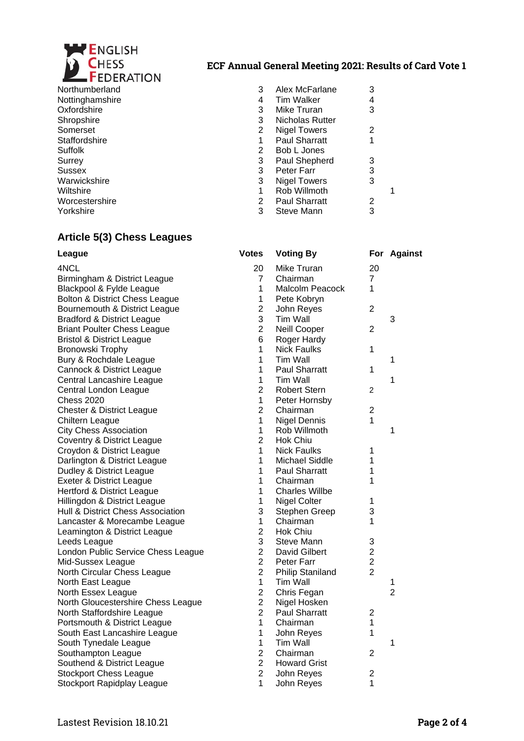| | | | | |
|---|---|---|---|---|
| Northumberland | 3 | Alex McFarlane | 3 | |
| Nottinghamshire | 4 | Tim Walker | 4 | |
| Oxfordshire | 3 | Mike Truran | 3 | |
| Shropshire | 3 | Nicholas Rutter | | |
| Somerset | 2 | Nigel Towers | 2 | |
| Staffordshire | 1 | Paul Sharratt | 1 | |
| Suffolk | 2 | Bob L Jones | | |
| Surrey | 3 | Paul Shepherd | 3 | |
| Sussex | 3 | Peter Farr | 3 | |
| Warwickshire | 3 | Nigel Towers | 3 | |
| Wiltshire | 1 | Rob Willmoth | | 1 |
| Worcestershire | 2 | Paul Sharratt | 2 | |
| Yorkshire | 3 | Steve Mann | 3 | |

## Article 5(3) Chess Leagues

| League | Votes | Voting By | For | Against |
|---|---|---|---|---|
| 4NCL | 20 | Mike Truran | 20 | |
| Birmingham & District League | 7 | Chairman | 7 | |
| Blackpool & Fylde League | 1 | Malcolm Peacock | 1 | |
| Bolton & District Chess League | 1 | Pete Kobryn | | |
| Bournemouth & District League | 2 | John Reyes | 2 | |
| Bradford & District League | 3 | Tim Wall | | 3 |
| Briant Poulter Chess League | 2 | Neill Cooper | 2 | |
| Bristol & District League | 6 | Roger Hardy | | |
| Bronowski Trophy | 1 | Nick Faulks | 1 | |
| Bury & Rochdale League | 1 | Tim Wall | | 1 |
| Cannock & District League | 1 | Paul Sharratt | 1 | |
| Central Lancashire League | 1 | Tim Wall | | 1 |
| Central London League | 2 | Robert Stern | 2 | |
| Chess 2020 | 1 | Peter Hornsby | | |
| Chester & District League | 2 | Chairman | 2 | |
| Chiltern League | 1 | Nigel Dennis | 1 | |
| City Chess Association | 1 | Rob Willmoth | | 1 |
| Coventry & District League | 2 | Hok Chiu | | |
| Croydon & District League | 1 | Nick Faulks | 1 | |
| Darlington & District League | 1 | Michael Siddle | 1 | |
| Dudley & District League | 1 | Paul Sharratt | 1 | |
| Exeter & District League | 1 | Chairman | 1 | |
| Hertford & District League | 1 | Charles Willbe | | |
| Hillingdon & District League | 1 | Nigel Colter | 1 | |
| Hull & District Chess Association | 3 | Stephen Greep | 3 | |
| Lancaster & Morecambe League | 1 | Chairman | 1 | |
| Leamington & District League | 2 | Hok Chiu | | |
| Leeds League | 3 | Steve Mann | 3 | |
| London Public Service Chess League | 2 | David Gilbert | 2 | |
| Mid-Sussex League | 2 | Peter Farr | 2 | |
| North Circular Chess League | 2 | Philip Staniland | 2 | |
| North East League | 1 | Tim Wall | | 1 |
| North Essex League | 2 | Chris Fegan | | 2 |
| North Gloucestershire Chess League | 2 | Nigel Hosken | | |
| North Staffordshire League | 2 | Paul Sharratt | 2 | |
| Portsmouth & District League | 1 | Chairman | 1 | |
| South East Lancashire League | 1 | John Reyes | 1 | |
| South Tynedale League | 1 | Tim Wall | | 1 |
| Southampton League | 2 | Chairman | 2 | |
| Southend & District League | 2 | Howard Grist | | |
| Stockport Chess League | 2 | John Reyes | 2 | |
| Stockport Rapidplay League | 1 | John Reyes | 1 | |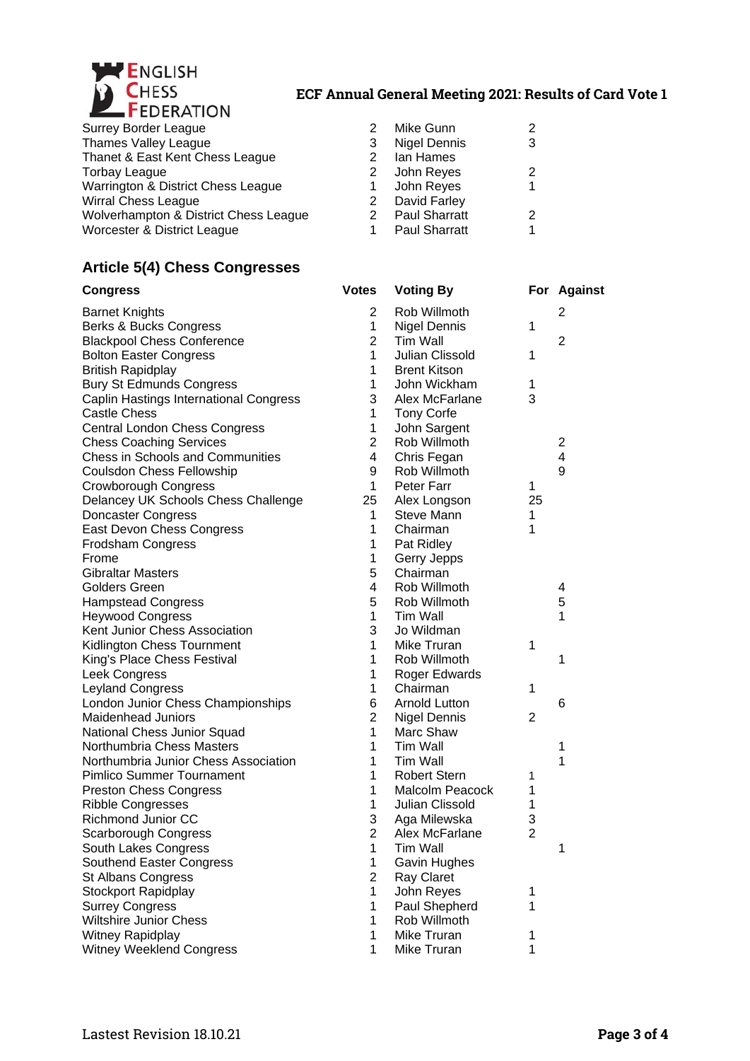# ECF Annual General Meeting 2021: Results of Card Vote 1

| | | | | |
|---|---|---|---|---|
| Surrey Border League | 2 | Mike Gunn | 2 | |
| Thames Valley League | 3 | Nigel Dennis | 3 | |
| Thanet & East Kent Chess League | 2 | Ian Hames | | |
| Torbay League | 2 | John Reyes | 2 | |
| Warrington & District Chess League | 1 | John Reyes | 1 | |
| Wirral Chess League | 2 | David Farley | | |
| Wolverhampton & District Chess League | 2 | Paul Sharratt | 2 | |
| Worcester & District League | 1 | Paul Sharratt | 1 | |

## Article 5(4) Chess Congresses

| Congress | Votes | Voting By | For | Against |
|---|---|---|---|---|
| Barnet Knights | 2 | Rob Willmoth | | 2 |
| Berks & Bucks Congress | 1 | Nigel Dennis | 1 | |
| Blackpool Chess Conference | 2 | Tim Wall | | 2 |
| Bolton Easter Congress | 1 | Julian Clissold | 1 | |
| British Rapidplay | 1 | Brent Kitson | | |
| Bury St Edmunds Congress | 1 | John Wickham | 1 | |
| Caplin Hastings International Congress | 3 | Alex McFarlane | 3 | |
| Castle Chess | 1 | Tony Corfe | | |
| Central London Chess Congress | 1 | John Sargent | | |
| Chess Coaching Services | 2 | Rob Willmoth | | 2 |
| Chess in Schools and Communities | 4 | Chris Fegan | | 4 |
| Coulsdon Chess Fellowship | 9 | Rob Willmoth | | 9 |
| Crowborough Congress | 1 | Peter Farr | 1 | |
| Delancey UK Schools Chess Challenge | 25 | Alex Longson | 25 | |
| Doncaster Congress | 1 | Steve Mann | 1 | |
| East Devon Chess Congress | 1 | Chairman | 1 | |
| Frodsham Congress | 1 | Pat Ridley | | |
| Frome | 1 | Gerry Jepps | | |
| Gibraltar Masters | 5 | Chairman | | |
| Golders Green | 4 | Rob Willmoth | | 4 |
| Hampstead Congress | 5 | Rob Willmoth | | 5 |
| Heywood Congress | 1 | Tim Wall | | 1 |
| Kent Junior Chess Association | 3 | Jo Wildman | | |
| Kidlington Chess Tournment | 1 | Mike Truran | 1 | |
| King's Place Chess Festival | 1 | Rob Willmoth | | 1 |
| Leek Congress | 1 | Roger Edwards | | |
| Leyland Congress | 1 | Chairman | 1 | |
| London Junior Chess Championships | 6 | Arnold Lutton | | 6 |
| Maidenhead Juniors | 2 | Nigel Dennis | 2 | |
| National Chess Junior Squad | 1 | Marc Shaw | | |
| Northumbria Chess Masters | 1 | Tim Wall | | 1 |
| Northumbria Junior Chess Association | 1 | Tim Wall | | 1 |
| Pimlico Summer Tournament | 1 | Robert Stern | 1 | |
| Preston Chess Congress | 1 | Malcolm Peacock | 1 | |
| Ribble Congresses | 1 | Julian Clissold | 1 | |
| Richmond Junior CC | 3 | Aga Milewska | 3 | |
| Scarborough Congress | 2 | Alex McFarlane | 2 | |
| South Lakes Congress | 1 | Tim Wall | | 1 |
| Southend Easter Congress | 1 | Gavin Hughes | | |
| St Albans Congress | 2 | Ray Claret | | |
| Stockport Rapidplay | 1 | John Reyes | 1 | |
| Surrey Congress | 1 | Paul Shepherd | 1 | |
| Wiltshire Junior Chess | 1 | Rob Willmoth | | |
| Witney Rapidplay | 1 | Mike Truran | 1 | |
| Witney Weeklend Congress | 1 | Mike Truran | 1 | |

Lastest Revision 18.10.21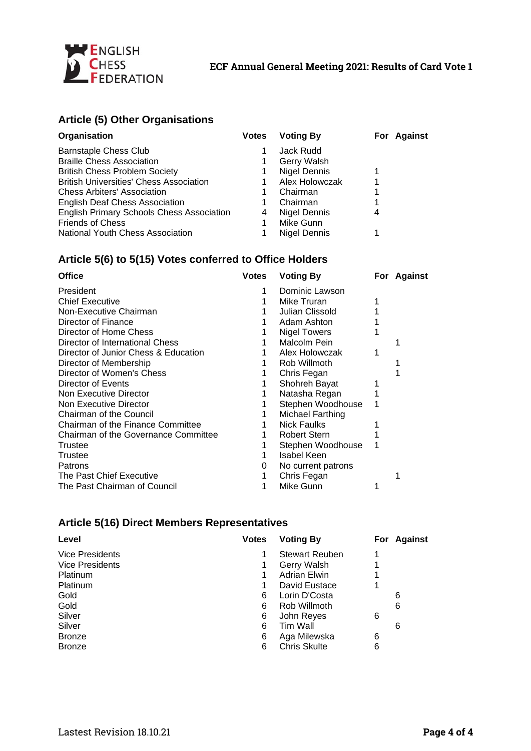ENGLISH CHESS FEDERATION

# ECF Annual General Meeting 2021: Results of Card Vote 1

## Article (5) Other Organisations

| Organisation | Votes | Voting By | For | Against |
|---|---|---|---|---|
| Barnstaple Chess Club | 1 | Jack Rudd | | |
| Braille Chess Association | 1 | Gerry Walsh | | |
| British Chess Problem Society | 1 | Nigel Dennis | 1 | |
| British Universities' Chess Association | 1 | Alex Holowczak | 1 | |
| Chess Arbiters' Association | 1 | Chairman | 1 | |
| English Deaf Chess Association | 1 | Chairman | 1 | |
| English Primary Schools Chess Association | 4 | Nigel Dennis | 4 | |
| Friends of Chess | 1 | Mike Gunn | | |
| National Youth Chess Association | 1 | Nigel Dennis | 1 | |

## Article 5(6) to 5(15) Votes conferred to Office Holders

| Office | Votes | Voting By | For | Against |
|---|---|---|---|---|
| President | 1 | Dominic Lawson | | |
| Chief Executive | 1 | Mike Truran | 1 | |
| Non-Executive Chairman | 1 | Julian Clissold | 1 | |
| Director of Finance | 1 | Adam Ashton | 1 | |
| Director of Home Chess | 1 | Nigel Towers | 1 | |
| Director of International Chess | 1 | Malcolm Pein | | 1 |
| Director of Junior Chess & Education | 1 | Alex Holowczak | 1 | |
| Director of Membership | 1 | Rob Willmoth | | 1 |
| Director of Women's Chess | 1 | Chris Fegan | | 1 |
| Director of Events | 1 | Shohreh Bayat | 1 | |
| Non Executive Director | 1 | Natasha Regan | 1 | |
| Non Executive Director | 1 | Stephen Woodhouse | 1 | |
| Chairman of the Council | 1 | Michael Farthing | | |
| Chairman of the Finance Committee | 1 | Nick Faulks | 1 | |
| Chairman of the Governance Committee | 1 | Robert Stern | 1 | |
| Trustee | 1 | Stephen Woodhouse | 1 | |
| Trustee | 1 | Isabel Keen | | |
| Patrons | 0 | No current patrons | | |
| The Past Chief Executive | 1 | Chris Fegan | | 1 |
| The Past Chairman of Council | 1 | Mike Gunn | 1 | |

## Article 5(16) Direct Members Representatives

| Level | Votes | Voting By | For | Against |
|---|---|---|---|---|
| Vice Presidents | 1 | Stewart Reuben | 1 | |
| Vice Presidents | 1 | Gerry Walsh | 1 | |
| Platinum | 1 | Adrian Elwin | 1 | |
| Platinum | 1 | David Eustace | 1 | |
| Gold | 6 | Lorin D'Costa | | 6 |
| Gold | 6 | Rob Willmoth | | 6 |
| Silver | 6 | John Reyes | 6 | |
| Silver | 6 | Tim Wall | | 6 |
| Bronze | 6 | Aga Milewska | 6 | |
| Bronze | 6 | Chris Skulte | 6 | |

Lastest Revision 18.10.21